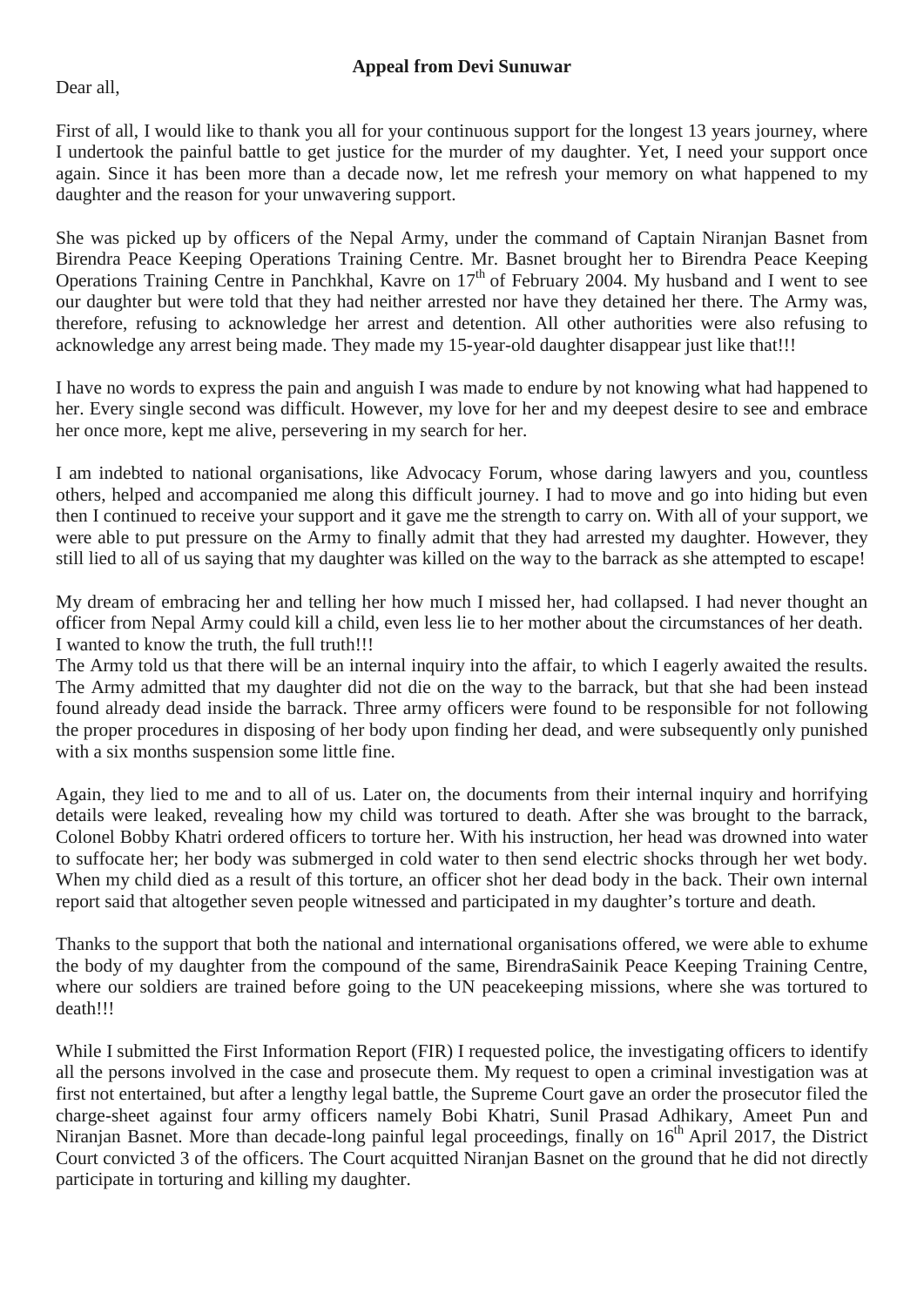**Appeal from Devi Sunuwar**

Dear all,

First of all, I would like to thank you all for your continuous support for the longest 13 years journey, where I undertook the painful battle to get justice for the murder of my daughter. Yet, I need your support once again. Since it has been more than a decade now, let me refresh your memory on what happened to my daughter and the reason for your unwavering support.

She was picked up by officers of the Nepal Army, under the command of Captain Niranjan Basnet from Birendra Peace Keeping Operations Training Centre. Mr. Basnet brought her to Birendra Peace Keeping Operations Training Centre in Panchkhal, Kavre on 17th of February 2004. My husband and I went to see our daughter but were told that they had neither arrested nor have they detained her there. The Army was, therefore, refusing to acknowledge her arrest and detention. All other authorities were also refusing to acknowledge any arrest being made. They made my 15-year-old daughter disappear just like that!!!

I have no words to express the pain and anguish I was made to endure by not knowing what had happened to her. Every single second was difficult. However, my love for her and my deepest desire to see and embrace her once more, kept me alive, persevering in my search for her.

I am indebted to national organisations, like Advocacy Forum, whose daring lawyers and you, countless others, helped and accompanied me along this difficult journey. I had to move and go into hiding but even then I continued to receive your support and it gave me the strength to carry on. With all of your support, we were able to put pressure on the Army to finally admit that they had arrested my daughter. However, they still lied to all of us saying that my daughter was killed on the way to the barrack as she attempted to escape!

My dream of embracing her and telling her how much I missed her, had collapsed. I had never thought an officer from Nepal Army could kill a child, even less lie to her mother about the circumstances of her death. I wanted to know the truth, the full truth!!!

The Army told us that there will be an internal inquiry into the affair, to which I eagerly awaited the results. The Army admitted that my daughter did not die on the way to the barrack, but that she had been instead found already dead inside the barrack. Three army officers were found to be responsible for not following the proper procedures in disposing of her body upon finding her dead, and were subsequently only punished with a six months suspension some little fine.

Again, they lied to me and to all of us. Later on, the documents from their internal inquiry and horrifying details were leaked, revealing how my child was tortured to death. After she was brought to the barrack, Colonel Bobby Khatri ordered officers to torture her. With his instruction, her head was drowned into water to suffocate her; her body was submerged in cold water to then send electric shocks through her wet body. When my child died as a result of this torture, an officer shot her dead body in the back. Their own internal report said that altogether seven people witnessed and participated in my daughter's torture and death.

Thanks to the support that both the national and international organisations offered, we were able to exhume the body of my daughter from the compound of the same, BirendraSainik Peace Keeping Training Centre, where our soldiers are trained before going to the UN peacekeeping missions, where she was tortured to death!!!

While I submitted the First Information Report (FIR) I requested police, the investigating officers to identify all the persons involved in the case and prosecute them. My request to open a criminal investigation was at first not entertained, but after a lengthy legal battle, the Supreme Court gave an order the prosecutor filed the charge-sheet against four army officers namely Bobi Khatri, Sunil Prasad Adhikary, Ameet Pun and Niranjan Basnet. More than decade-long painful legal proceedings, finally on 16th April 2017, the District Court convicted 3 of the officers. The Court acquitted Niranjan Basnet on the ground that he did not directly participate in torturing and killing my daughter.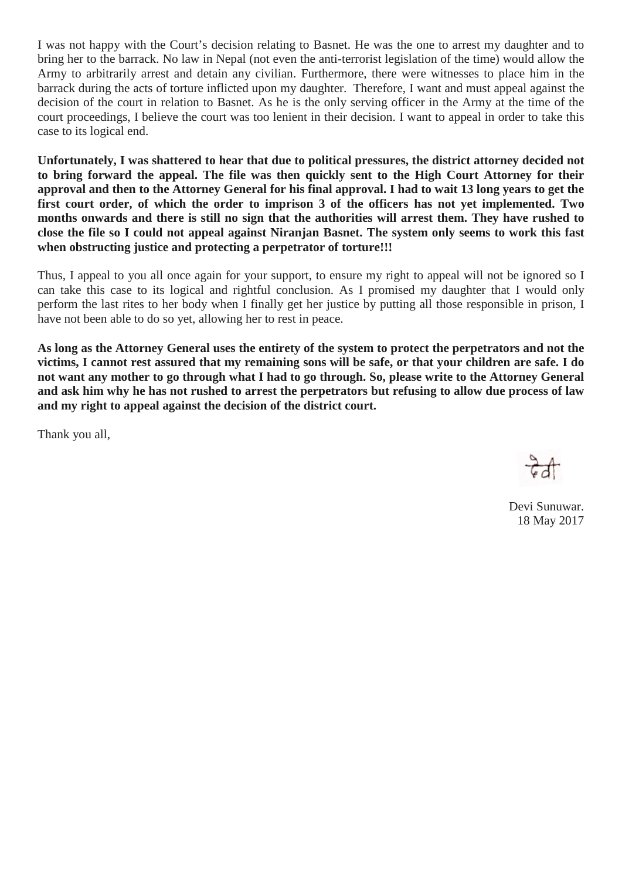I was not happy with the Court's decision relating to Basnet. He was the one to arrest my daughter and to bring her to the barrack. No law in Nepal (not even the anti-terrorist legislation of the time) would allow the Army to arbitrarily arrest and detain any civilian. Furthermore, there were witnesses to place him in the barrack during the acts of torture inflicted upon my daughter. Therefore, I want and must appeal against the decision of the court in relation to Basnet. As he is the only serving officer in the Army at the time of the court proceedings, I believe the court was too lenient in their decision. I want to appeal in order to take this case to its logical end.

**Unfortunately, I was shattered to hear that due to political pressures, the district attorney decided not to bring forward the appeal. The file was then quickly sent to the High Court Attorney for their approval and then to the Attorney General for his final approval. I had to wait 13 long years to get the first court order, of which the order to imprison 3 of the officers has not yet implemented. Two months onwards and there is still no sign that the authorities will arrest them. They have rushed to close the file so I could not appeal against Niranjan Basnet. The system only seems to work this fast when obstructing justice and protecting a perpetrator of torture!!!**

Thus, I appeal to you all once again for your support, to ensure my right to appeal will not be ignored so I can take this case to its logical and rightful conclusion. As I promised my daughter that I would only perform the last rites to her body when I finally get her justice by putting all those responsible in prison, I have not been able to do so yet, allowing her to rest in peace.

**As long as the Attorney General uses the entirety of the system to protect the perpetrators and not the victims, I cannot rest assured that my remaining sons will be safe, or that your children are safe. I do not want any mother to go through what I had to go through. So, please write to the Attorney General and ask him why he has not rushed to arrest the perpetrators but refusing to allow due process of law and my right to appeal against the decision of the district court.**

Thank you all,

देवी

Devi Sunuwar.
18 May 2017